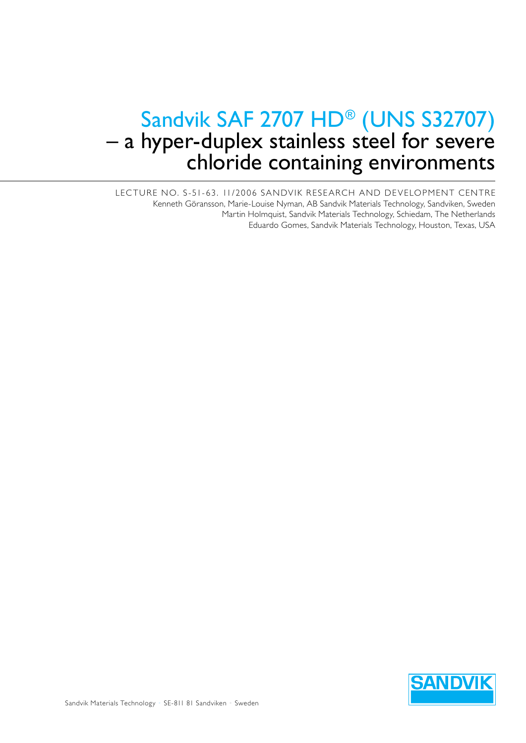# Sandvik SAF 2707 HD® (UNS S32707) – a hyper-duplex stainless steel for severe chloride containing environments

LECTURE NO. S-51-63. 11/2006 SANDVIK RESEARCH AND DEVELOPMENT CENTRE

Kenneth Göransson, Marie-Louise Nyman, AB Sandvik Materials Technology, Sandviken, Sweden

Martin Holmquist, Sandvik Materials Technology, Schiedam, The Netherlands

Eduardo Gomes, Sandvik Materials Technology, Houston, Texas, USA

Sandvik Materials Technology · SE-811 81 Sandviken · Sweden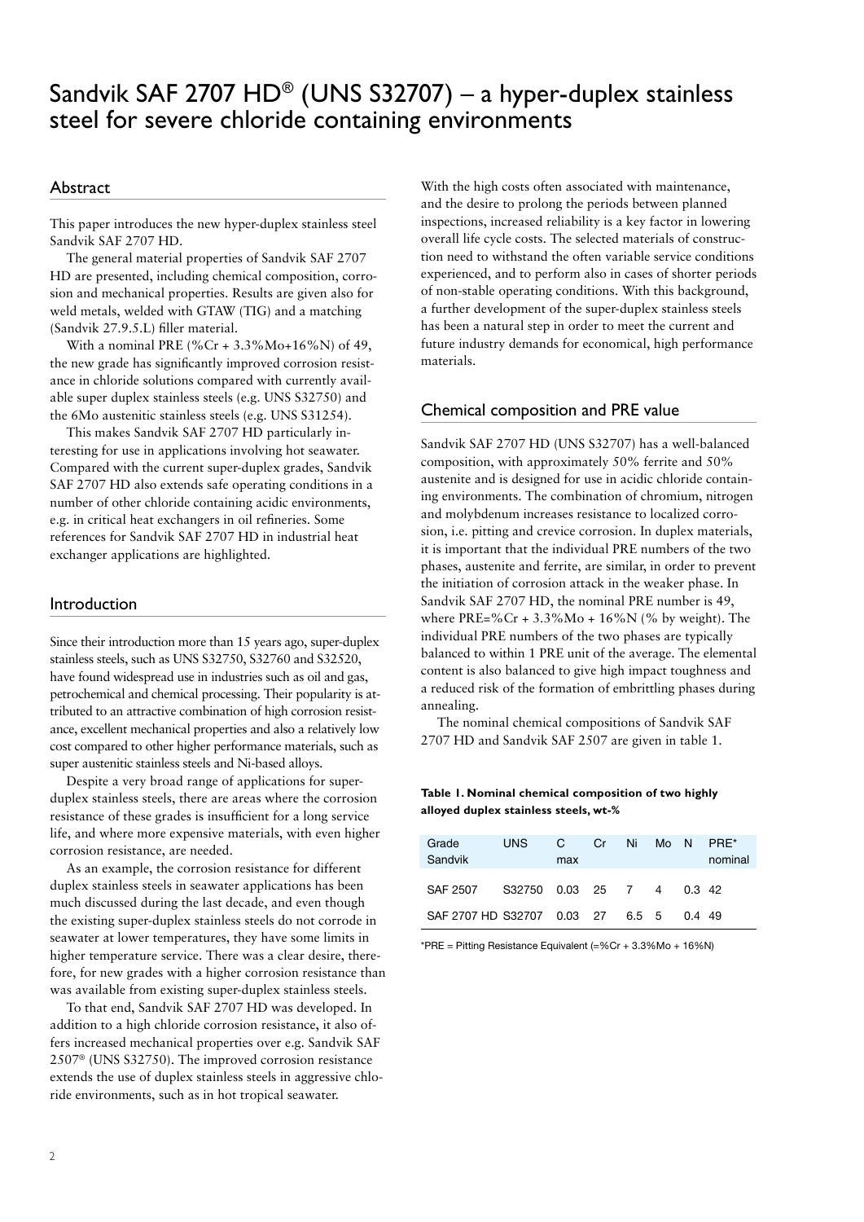# Sandvik SAF 2707 HD® (UNS S32707) – a hyper-duplex stainless steel for severe chloride containing environments

## Abstract

This paper introduces the new hyper-duplex stainless steel Sandvik SAF 2707 HD.

The general material properties of Sandvik SAF 2707 HD are presented, including chemical composition, corrosion and mechanical properties. Results are given also for weld metals, welded with GTAW (TIG) and a matching (Sandvik 27.9.5.L) filler material.

With a nominal PRE (%Cr + 3.3%Mo+16%N) of 49, the new grade has significantly improved corrosion resistance in chloride solutions compared with currently available super duplex stainless steels (e.g. UNS S32750) and the 6Mo austenitic stainless steels (e.g. UNS S31254).

This makes Sandvik SAF 2707 HD particularly interesting for use in applications involving hot seawater. Compared with the current super-duplex grades, Sandvik SAF 2707 HD also extends safe operating conditions in a number of other chloride containing acidic environments, e.g. in critical heat exchangers in oil refineries. Some references for Sandvik SAF 2707 HD in industrial heat exchanger applications are highlighted.

## Introduction

Since their introduction more than 15 years ago, super-duplex stainless steels, such as UNS S32750, S32760 and S32520, have found widespread use in industries such as oil and gas, petrochemical and chemical processing. Their popularity is attributed to an attractive combination of high corrosion resistance, excellent mechanical properties and also a relatively low cost compared to other higher performance materials, such as super austenitic stainless steels and Ni-based alloys.

Despite a very broad range of applications for super-duplex stainless steels, there are areas where the corrosion resistance of these grades is insufficient for a long service life, and where more expensive materials, with even higher corrosion resistance, are needed.

As an example, the corrosion resistance for different duplex stainless steels in seawater applications has been much discussed during the last decade, and even though the existing super-duplex stainless steels do not corrode in seawater at lower temperatures, they have some limits in higher temperature service. There was a clear desire, therefore, for new grades with a higher corrosion resistance than was available from existing super-duplex stainless steels.

To that end, Sandvik SAF 2707 HD was developed. In addition to a high chloride corrosion resistance, it also offers increased mechanical properties over e.g. Sandvik SAF 2507® (UNS S32750). The improved corrosion resistance extends the use of duplex stainless steels in aggressive chloride environments, such as in hot tropical seawater.

With the high costs often associated with maintenance, and the desire to prolong the periods between planned inspections, increased reliability is a key factor in lowering overall life cycle costs. The selected materials of construction need to withstand the often variable service conditions experienced, and to perform also in cases of shorter periods of non-stable operating conditions. With this background, a further development of the super-duplex stainless steels has been a natural step in order to meet the current and future industry demands for economical, high performance materials.

## Chemical composition and PRE value

Sandvik SAF 2707 HD (UNS S32707) has a well-balanced composition, with approximately 50% ferrite and 50% austenite and is designed for use in acidic chloride containing environments. The combination of chromium, nitrogen and molybdenum increases resistance to localized corrosion, i.e. pitting and crevice corrosion. In duplex materials, it is important that the individual PRE numbers of the two phases, austenite and ferrite, are similar, in order to prevent the initiation of corrosion attack in the weaker phase. In Sandvik SAF 2707 HD, the nominal PRE number is 49, where PRE=%Cr + 3.3%Mo + 16%N (% by weight). The individual PRE numbers of the two phases are typically balanced to within 1 PRE unit of the average. The elemental content is also balanced to give high impact toughness and a reduced risk of the formation of embrittling phases during annealing.

The nominal chemical compositions of Sandvik SAF 2707 HD and Sandvik SAF 2507 are given in table 1.

**Table 1. Nominal chemical composition of two highly alloyed duplex stainless steels, wt-%**

| Grade Sandvik | UNS | C max | Cr | Ni | Mo | N | PRE* nominal |
|---|---|---|---|---|---|---|---|
| SAF 2507 | S32750 | 0.03 | 25 | 7 | 4 | 0.3 | 42 |
| SAF 2707 HD | S32707 | 0.03 | 27 | 6.5 | 5 | 0.4 | 49 |

*PRE = Pitting Resistance Equivalent (=%Cr + 3.3%Mo + 16%N)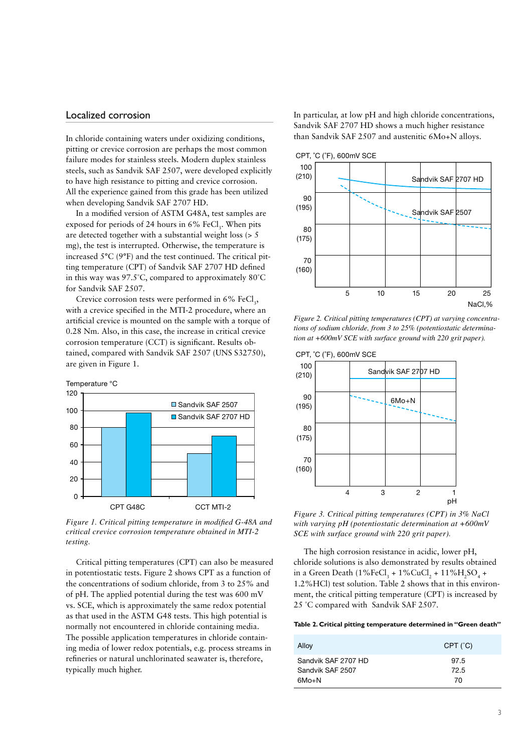## Localized corrosion

In chloride containing waters under oxidizing conditions, pitting or crevice corrosion are perhaps the most common failure modes for stainless steels. Modern duplex stainless steels, such as Sandvik SAF 2507, were developed explicitly to have high resistance to pitting and crevice corrosion. All the experience gained from this grade has been utilized when developing Sandvik SAF 2707 HD.

In a modified version of ASTM G48A, test samples are exposed for periods of 24 hours in 6% $FeCl_3$. When pits are detected together with a substantial weight loss (> 5 mg), the test is interrupted. Otherwise, the temperature is increased 5°C (9°F) and the test continued. The critical pitting temperature (CPT) of Sandvik SAF 2707 HD defined in this way was 97.5°C, compared to approximately 80°C for Sandvik SAF 2507.

Crevice corrosion tests were performed in 6% $FeCl_3$, with a crevice specified in the MTI-2 procedure, where an artificial crevice is mounted on the sample with a torque of 0.28 Nm. Also, in this case, the increase in critical crevice corrosion temperature (CCT) is significant. Results obtained, compared with Sandvik SAF 2507 (UNS S32750), are given in Figure 1.

*Figure 1. Critical pitting temperature in modified G-48A and critical crevice corrosion temperature obtained in MTI-2 testing.*

Critical pitting temperatures (CPT) can also be measured in potentiostatic tests. Figure 2 shows CPT as a function of the concentrations of sodium chloride, from 3 to 25% and of pH. The applied potential during the test was 600 mV vs. SCE, which is approximately the same redox potential as that used in the ASTM G48 tests. This high potential is normally not encountered in chloride containing media. The possible application temperatures in chloride containing media of lower redox potentials, e.g. process streams in refineries or natural unchlorinated seawater is, therefore, typically much higher.

In particular, at low pH and high chloride concentrations, Sandvik SAF 2707 HD shows a much higher resistance than Sandvik SAF 2507 and austenitic 6Mo+N alloys.

*Figure 2. Critical pitting temperatures (CPT) at varying concentrations of sodium chloride, from 3 to 25% (potentiostatic determination at +600mV SCE with surface ground with 220 grit paper).*

*Figure 3. Critical pitting temperatures (CPT) in 3% NaCl with varying pH (potentiostatic determination at +600mV SCE with surface ground with 220 grit paper).*

The high corrosion resistance in acidic, lower pH, chloride solutions is also demonstrated by results obtained in a Green Death (1%$FeCl_3$ + 1%$CuCl_2$ + 11%$H_2SO_4$ + 1.2%HCl) test solution. Table 2 shows that in this environment, the critical pitting temperature (CPT) is increased by 25 °C compared with Sandvik SAF 2507.

**Table 2. Critical pitting temperature determined in "Green death"**

| Alloy | CPT (°C) |
|---|---|
| Sandvik SAF 2707 HD | 97.5 |
| Sandvik SAF 2507 | 72.5 |
| 6Mo+N | 70 |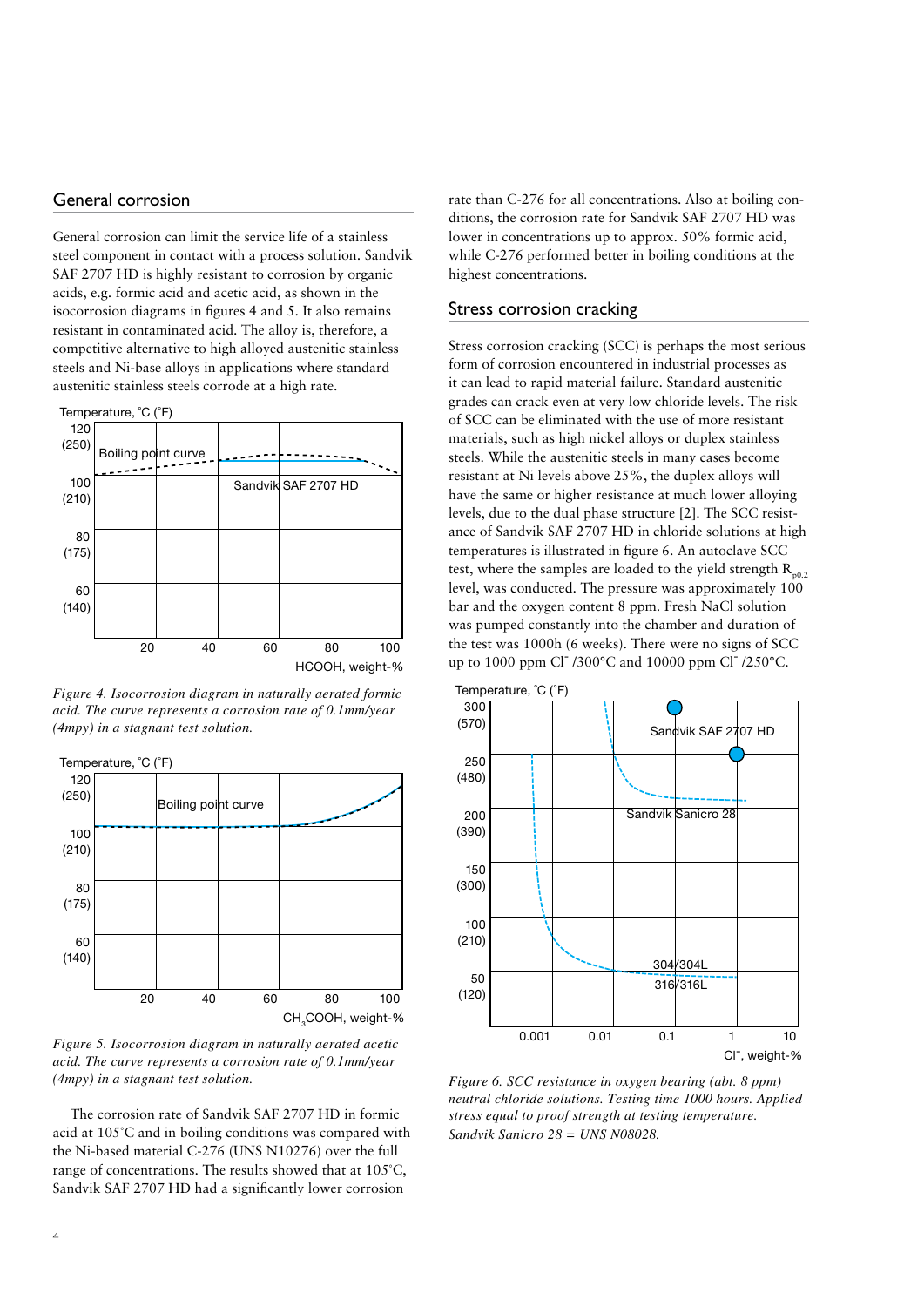## General corrosion

General corrosion can limit the service life of a stainless steel component in contact with a process solution. Sandvik SAF 2707 HD is highly resistant to corrosion by organic acids, e.g. formic acid and acetic acid, as shown in the isocorrosion diagrams in figures 4 and 5. It also remains resistant in contaminated acid. The alloy is, therefore, a competitive alternative to high alloyed austenitic stainless steels and Ni-base alloys in applications where standard austenitic stainless steels corrode at a high rate.

*Figure 4. Isocorrosion diagram in naturally aerated formic acid. The curve represents a corrosion rate of 0.1mm/year (4mpy) in a stagnant test solution.*

*Figure 5. Isocorrosion diagram in naturally aerated acetic acid. The curve represents a corrosion rate of 0.1mm/year (4mpy) in a stagnant test solution.*

The corrosion rate of Sandvik SAF 2707 HD in formic acid at 105°C and in boiling conditions was compared with the Ni-based material C-276 (UNS N10276) over the full range of concentrations. The results showed that at 105°C, Sandvik SAF 2707 HD had a significantly lower corrosion rate than C-276 for all concentrations. Also at boiling conditions, the corrosion rate for Sandvik SAF 2707 HD was lower in concentrations up to approx. 50% formic acid, while C-276 performed better in boiling conditions at the highest concentrations.

## Stress corrosion cracking

Stress corrosion cracking (SCC) is perhaps the most serious form of corrosion encountered in industrial processes as it can lead to rapid material failure. Standard austenitic grades can crack even at very low chloride levels. The risk of SCC can be eliminated with the use of more resistant materials, such as high nickel alloys or duplex stainless steels. While the austenitic steels in many cases become resistant at Ni levels above 25%, the duplex alloys will have the same or higher resistance at much lower alloying levels, due to the dual phase structure [2]. The SCC resistance of Sandvik SAF 2707 HD in chloride solutions at high temperatures is illustrated in figure 6. An autoclave SCC test, where the samples are loaded to the yield strength $R_{p0.2}$ level, was conducted. The pressure was approximately 100 bar and the oxygen content 8 ppm. Fresh NaCl solution was pumped constantly into the chamber and duration of the test was 1000h (6 weeks). There were no signs of SCC up to 1000 ppm $Cl^-$ /300°C and 10000 ppm $Cl^-$ /250°C.

*Figure 6. SCC resistance in oxygen bearing (abt. 8 ppm) neutral chloride solutions. Testing time 1000 hours. Applied stress equal to proof strength at testing temperature. Sandvik Sanicro 28 = UNS N08028.*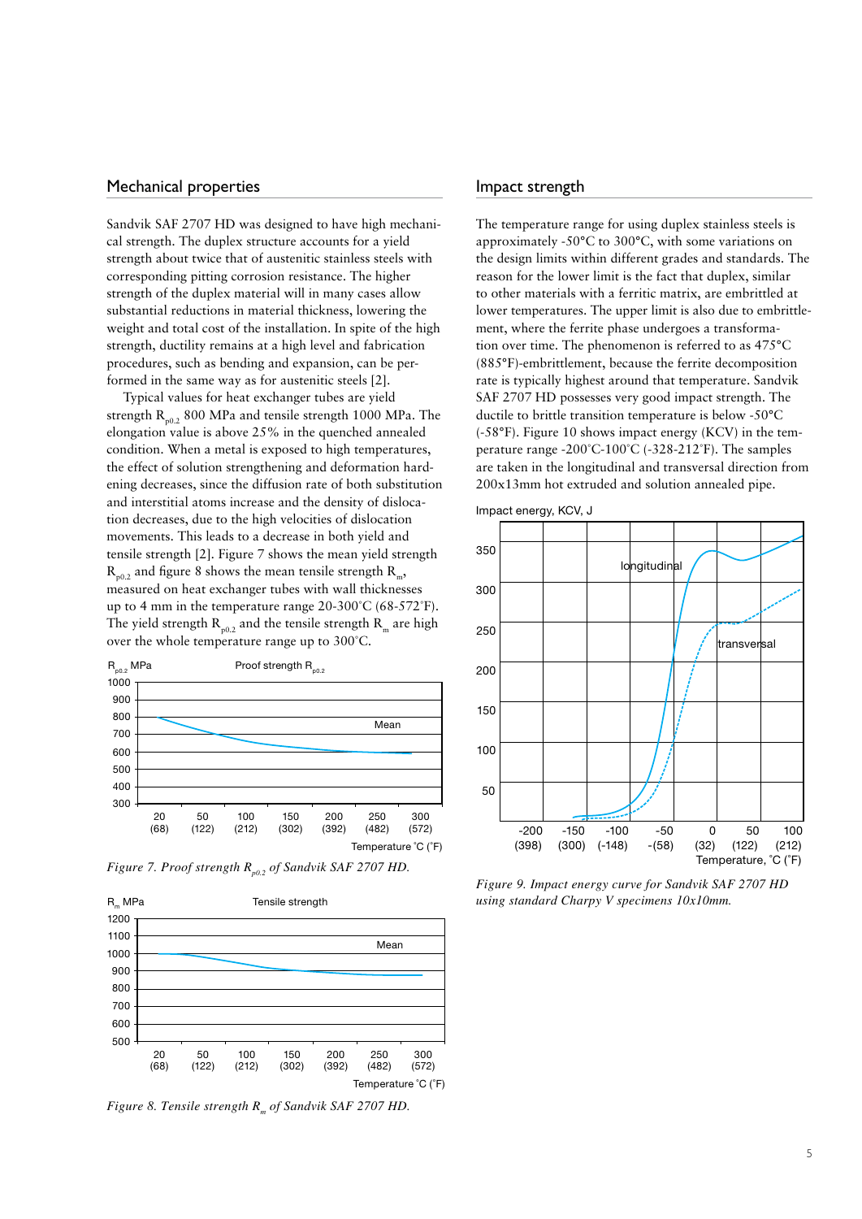## Mechanical properties

Sandvik SAF 2707 HD was designed to have high mechanical strength. The duplex structure accounts for a yield strength about twice that of austenitic stainless steels with corresponding pitting corrosion resistance. The higher strength of the duplex material will in many cases allow substantial reductions in material thickness, lowering the weight and total cost of the installation. In spite of the high strength, ductility remains at a high level and fabrication procedures, such as bending and expansion, can be performed in the same way as for austenitic steels [2].

Typical values for heat exchanger tubes are yield strength $R_{p0.2}$ 800 MPa and tensile strength 1000 MPa. The elongation value is above 25% in the quenched annealed condition. When a metal is exposed to high temperatures, the effect of solution strengthening and deformation hardening decreases, since the diffusion rate of both substitution and interstitial atoms increase and the density of dislocation decreases, due to the high velocities of dislocation movements. This leads to a decrease in both yield and tensile strength [2]. Figure 7 shows the mean yield strength $R_{p0.2}$ and figure 8 shows the mean tensile strength $R_m$, measured on heat exchanger tubes with wall thicknesses up to 4 mm in the temperature range 20-300°C (68-572°F). The yield strength $R_{p0.2}$ and the tensile strength $R_m$ are high over the whole temperature range up to 300°C.

*Figure 7. Proof strength $R_{p0.2}$ of Sandvik SAF 2707 HD.*

*Figure 8. Tensile strength $R_m$ of Sandvik SAF 2707 HD.*

## Impact strength

The temperature range for using duplex stainless steels is approximately -50°C to 300°C, with some variations on the design limits within different grades and standards. The reason for the lower limit is the fact that duplex, similar to other materials with a ferritic matrix, are embrittled at lower temperatures. The upper limit is also due to embrittlement, where the ferrite phase undergoes a transformation over time. The phenomenon is referred to as 475°C (885°F)-embrittlement, because the ferrite decomposition rate is typically highest around that temperature. Sandvik SAF 2707 HD possesses very good impact strength. The ductile to brittle transition temperature is below -50°C (-58°F). Figure 10 shows impact energy (KCV) in the temperature range -200°C-100°C (-328-212°F). The samples are taken in the longitudinal and transversal direction from 200x13mm hot extruded and solution annealed pipe.

*Figure 9. Impact energy curve for Sandvik SAF 2707 HD using standard Charpy V specimens 10x10mm.*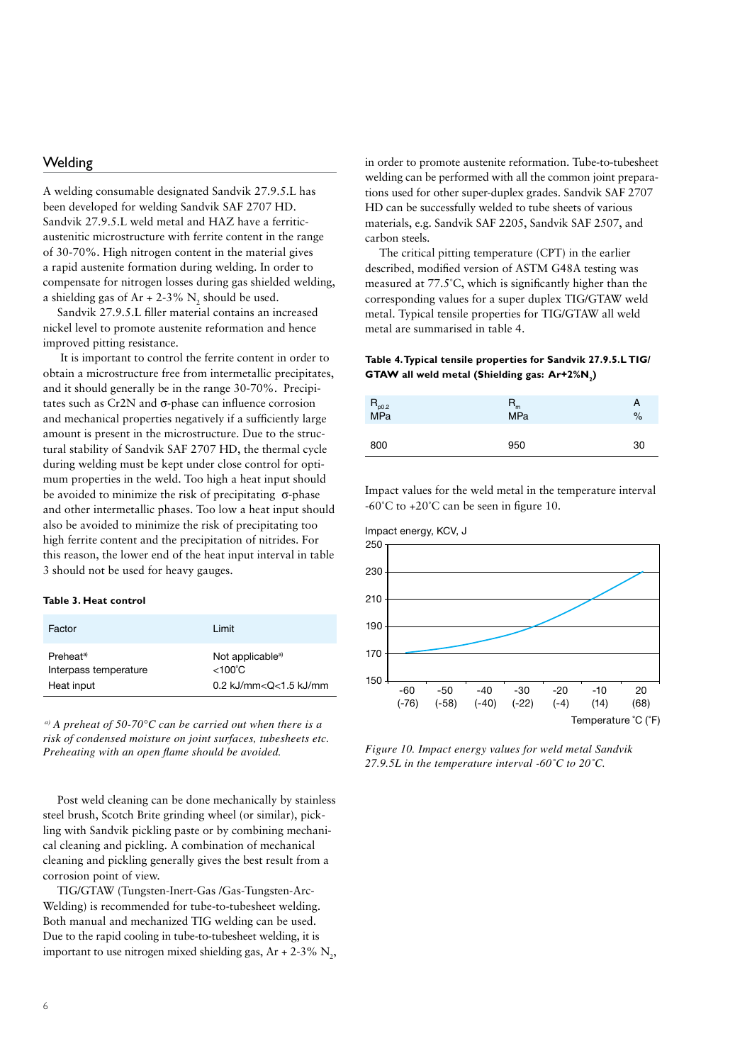## Welding

A welding consumable designated Sandvik 27.9.5.L has been developed for welding Sandvik SAF 2707 HD. Sandvik 27.9.5.L weld metal and HAZ have a ferritic-austenitic microstructure with ferrite content in the range of 30-70%. High nitrogen content in the material gives a rapid austenite formation during welding. In order to compensate for nitrogen losses during gas shielded welding, a shielding gas of Ar + 2-3% $N_2$ should be used.

Sandvik 27.9.5.L filler material contains an increased nickel level to promote austenite reformation and hence improved pitting resistance.

It is important to control the ferrite content in order to obtain a microstructure free from intermetallic precipitates, and it should generally be in the range 30-70%. Precipitates such as Cr2N and σ-phase can influence corrosion and mechanical properties negatively if a sufficiently large amount is present in the microstructure. Due to the structural stability of Sandvik SAF 2707 HD, the thermal cycle during welding must be kept under close control for optimum properties in the weld. Too high a heat input should be avoided to minimize the risk of precipitating σ-phase and other intermetallic phases. Too low a heat input should also be avoided to minimize the risk of precipitating too high ferrite content and the precipitation of nitrides. For this reason, the lower end of the heat input interval in table 3 should not be used for heavy gauges.

**Table 3. Heat control**

| Factor | Limit |
|---|---|
| Preheat[a] | Not applicable[a] |
| Interpass temperature | <100°C |
| Heat input | 0.2 kJ/mm<Q<1.5 kJ/mm |

*[a] A preheat of 50-70°C can be carried out when there is a risk of condensed moisture on joint surfaces, tubesheets etc. Preheating with an open flame should be avoided.*

Post weld cleaning can be done mechanically by stainless steel brush, Scotch Brite grinding wheel (or similar), pickling with Sandvik pickling paste or by combining mechanical cleaning and pickling. A combination of mechanical cleaning and pickling generally gives the best result from a corrosion point of view.

TIG/GTAW (Tungsten-Inert-Gas /Gas-Tungsten-Arc-Welding) is recommended for tube-to-tubesheet welding. Both manual and mechanized TIG welding can be used. Due to the rapid cooling in tube-to-tubesheet welding, it is important to use nitrogen mixed shielding gas, Ar + 2-3% $N_2$, in order to promote austenite reformation. Tube-to-tubesheet welding can be performed with all the common joint preparations used for other super-duplex grades. Sandvik SAF 2707 HD can be successfully welded to tube sheets of various materials, e.g. Sandvik SAF 2205, Sandvik SAF 2507, and carbon steels.

The critical pitting temperature (CPT) in the earlier described, modified version of ASTM G48A testing was measured at 77.5°C, which is significantly higher than the corresponding values for a super duplex TIG/GTAW weld metal. Typical tensile properties for TIG/GTAW all weld metal are summarised in table 4.

**Table 4. Typical tensile properties for Sandvik 27.9.5.L TIG/ GTAW all weld metal (Shielding gas: Ar+2%$N_2$)**

| $R_{p0.2}$ MPa | $R_m$ MPa | A % |
|---|---|---|
| 800 | 950 | 30 |

Impact values for the weld metal in the temperature interval -60°C to +20°C can be seen in figure 10.

*Figure 10. Impact energy values for weld metal Sandvik 27.9.5L in the temperature interval -60°C to 20°C.*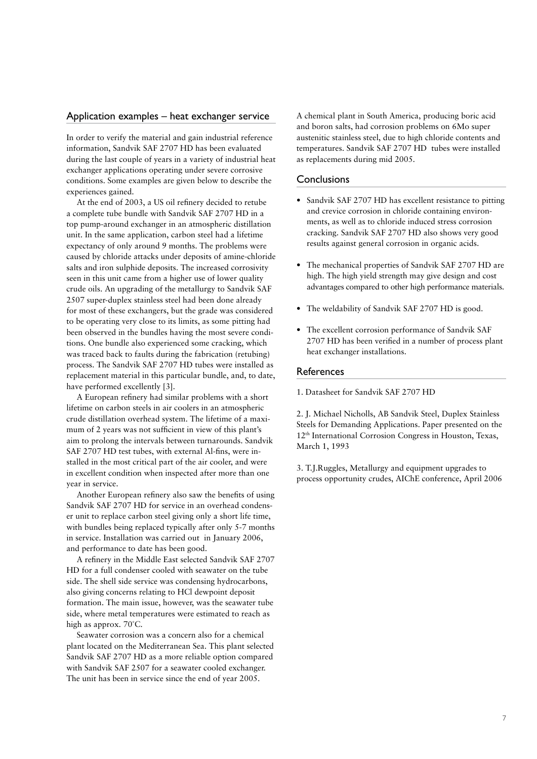## Application examples – heat exchanger service

In order to verify the material and gain industrial reference information, Sandvik SAF 2707 HD has been evaluated during the last couple of years in a variety of industrial heat exchanger applications operating under severe corrosive conditions. Some examples are given below to describe the experiences gained.

At the end of 2003, a US oil refinery decided to retube a complete tube bundle with Sandvik SAF 2707 HD in a top pump-around exchanger in an atmospheric distillation unit. In the same application, carbon steel had a lifetime expectancy of only around 9 months. The problems were caused by chloride attacks under deposits of amine-chloride salts and iron sulphide deposits. The increased corrosivity seen in this unit came from a higher use of lower quality crude oils. An upgrading of the metallurgy to Sandvik SAF 2507 super-duplex stainless steel had been done already for most of these exchangers, but the grade was considered to be operating very close to its limits, as some pitting had been observed in the bundles having the most severe conditions. One bundle also experienced some cracking, which was traced back to faults during the fabrication (retubing) process. The Sandvik SAF 2707 HD tubes were installed as replacement material in this particular bundle, and, to date, have performed excellently [3].

A European refinery had similar problems with a short lifetime on carbon steels in air coolers in an atmospheric crude distillation overhead system. The lifetime of a maximum of 2 years was not sufficient in view of this plant's aim to prolong the intervals between turnarounds. Sandvik SAF 2707 HD test tubes, with external Al-fins, were installed in the most critical part of the air cooler, and were in excellent condition when inspected after more than one year in service.

Another European refinery also saw the benefits of using Sandvik SAF 2707 HD for service in an overhead condenser unit to replace carbon steel giving only a short life time, with bundles being replaced typically after only 5-7 months in service. Installation was carried out in January 2006, and performance to date has been good.

A refinery in the Middle East selected Sandvik SAF 2707 HD for a full condenser cooled with seawater on the tube side. The shell side service was condensing hydrocarbons, also giving concerns relating to HCl dewpoint deposit formation. The main issue, however, was the seawater tube side, where metal temperatures were estimated to reach as high as approx. 70°C.

Seawater corrosion was a concern also for a chemical plant located on the Mediterranean Sea. This plant selected Sandvik SAF 2707 HD as a more reliable option compared with Sandvik SAF 2507 for a seawater cooled exchanger. The unit has been in service since the end of year 2005.

A chemical plant in South America, producing boric acid and boron salts, had corrosion problems on 6Mo super austenitic stainless steel, due to high chloride contents and temperatures. Sandvik SAF 2707 HD tubes were installed as replacements during mid 2005.

## Conclusions

- Sandvik SAF 2707 HD has excellent resistance to pitting and crevice corrosion in chloride containing environments, as well as to chloride induced stress corrosion cracking. Sandvik SAF 2707 HD also shows very good results against general corrosion in organic acids.
- The mechanical properties of Sandvik SAF 2707 HD are high. The high yield strength may give design and cost advantages compared to other high performance materials.
- The weldability of Sandvik SAF 2707 HD is good.
- The excellent corrosion performance of Sandvik SAF 2707 HD has been verified in a number of process plant heat exchanger installations.

## References

1. Datasheet for Sandvik SAF 2707 HD

2. J. Michael Nicholls, AB Sandvik Steel, Duplex Stainless Steels for Demanding Applications. Paper presented on the 12th International Corrosion Congress in Houston, Texas, March 1, 1993

3. T.J.Ruggles, Metallurgy and equipment upgrades to process opportunity crudes, AIChE conference, April 2006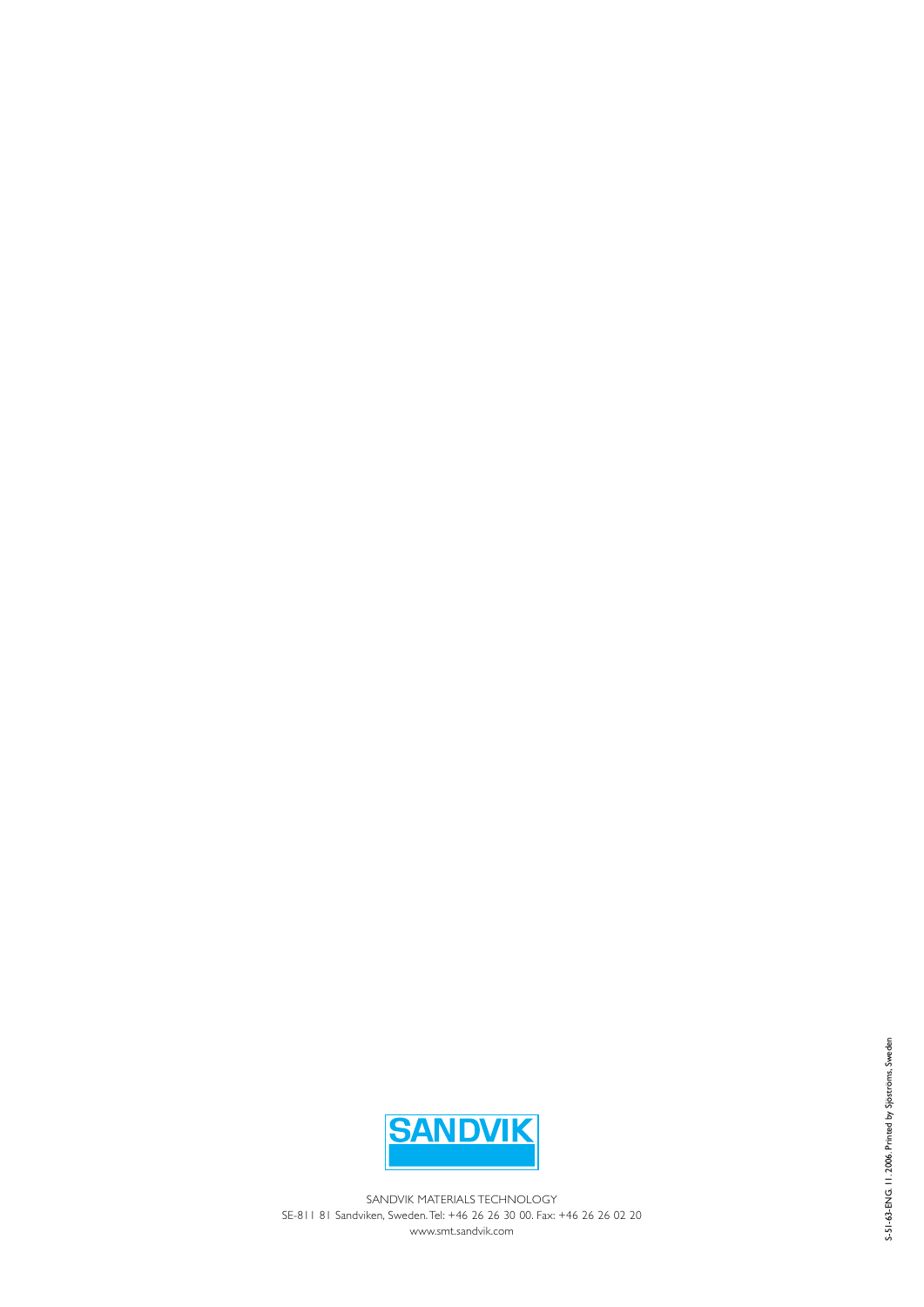SANDVIK

SANDVIK MATERIALS TECHNOLOGY
SE-811 81 Sandviken, Sweden. Tel: +46 26 26 30 00. Fax: +46 26 26 02 20
www.smt.sandvik.com

S-51-63-ENG. 11.2006. Printed by Sjöströms, Sweden